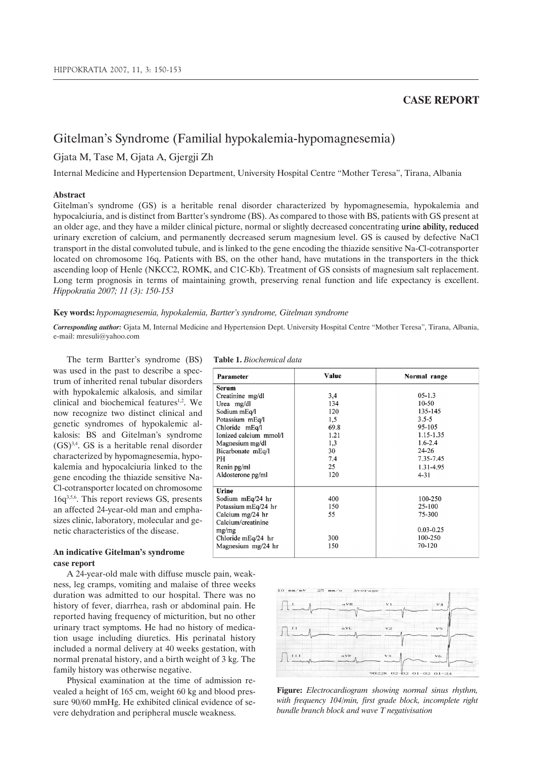## CASE REPORT

# Gitelman's Syndrome (Familial hypokalemia-hypomagnesemia)

Gjata M, Tase M, Gjata A, Gjergji Zh

Internal Medicine and Hypertension Department, University Hospital Centre "Mother Teresa", Tirana, Albania

### Abstract

Gitelman's syndrome (GS) is a heritable renal disorder characterized by hypomagnesemia, hypokalemia and hypocalciuria, and is distinct from Bartter's syndrome (BS). As compared to those with BS, patients with GS present at an older age, and they have a milder clinical picture, normal or slightly decreased concentrating urine ability, reduced urinary excretion of calcium, and permanently decreased serum magnesium level. GS is caused by defective NaCl transport in the distal convoluted tubule, and is linked to the gene encoding the thiazide sensitive Na-Cl-cotransporter located on chromosome 16q. Patients with BS, on the other hand, have mutations in the transporters in the thick ascending loop of Henle (NKCC2, ROMK, and C1C-Kb). Treatment of GS consists of magnesium salt replacement. Long term prognosis in terms of maintaining growth, preserving renal function and life expectancy is excellent. *Hippokratia 2007; 11 (3): 150-153*

**Key words:** *hypomagnesemia, hypokalemia, Bartter's syndrome, Gitelman syndrome*

***Corresponding author:*** Gjata M, Internal Medicine and Hypertension Dept. University Hospital Centre "Mother Teresa", Tirana, Albania, e-mail: mresuli@yahoo.com

The term Bartter's syndrome (BS) was used in the past to describe a spectrum of inherited renal tubular disorders with hypokalemic alkalosis, and similar clinical and biochemical features[1,2]. We now recognize two distinct clinical and genetic syndromes of hypokalemic alkalosis: BS and Gitelman's syndrome (GS)[3,4]. GS is a heritable renal disorder characterized by hypomagnesemia, hypokalemia and hypocalciuria linked to the gene encoding the thiazide sensitive Na-Cl-cotransporter located on chromosome 16q[3,5,6]. This report reviews GS, presents an affected 24-year-old man and emphasizes clinic, laboratory, molecular and genetic characteristics of the disease.

**Table 1.** *Biochemical data*

| Parameter | Value | Normal range |
|---|---|---|
| **Serum** | | |
| Creatinine mg/dl | 3,4 | 05-1.3 |
| Urea mg/dl | 134 | 10-50 |
| Sodium mEq/l | 120 | 135-145 |
| Potassium mEq/l | 1,5 | 3.5-5 |
| Chloride mEq/l | 69.8 | 95-105 |
| Ionized calcium mmol/l | 1.21 | 1.15-1.35 |
| Magnesium mg/dl | 1,3 | 1.6-2.4 |
| Bicarbonate mEq/l | 30 | 24-26 |
| PH | 7.4 | 7.35-7.45 |
| Renin pg/ml | 25 | 1.31-4.95 |
| Aldosterone pg/ml | 120 | 4-31 |
| **Urine** | | |
| Sodium mEq/24 hr | 400 | 100-250 |
| Potassium mEq/24 hr | 150 | 25-100 |
| Calcium mg/24 hr | 55 | 75-300 |
| Calcium/creatinine mg/mg | | 0.03-0.25 |
| Chloride mEq/24 hr | 300 | 100-250 |
| Magnesium mg/24 hr | 150 | 70-120 |

### An indicative Gitelman's syndrome case report

A 24-year-old male with diffuse muscle pain, weakness, leg cramps, vomiting and malaise of three weeks duration was admitted to our hospital. There was no history of fever, diarrhea, rash or abdominal pain. He reported having frequency of micturition, but no other urinary tract symptoms. He had no history of medication usage including diuretics. His perinatal history included a normal delivery at 40 weeks gestation, with normal prenatal history, and a birth weight of 3 kg. The family history was otherwise negative.

Physical examination at the time of admission revealed a height of 165 cm, weight 60 kg and blood pressure 90/60 mmHg. He exhibited clinical evidence of severe dehydration and peripheral muscle weakness.

**Figure:** *Electrocardiogram showing normal sinus rhythm, with frequency 104/min, first grade block, incomplete right bundle branch block and wave T negativisation*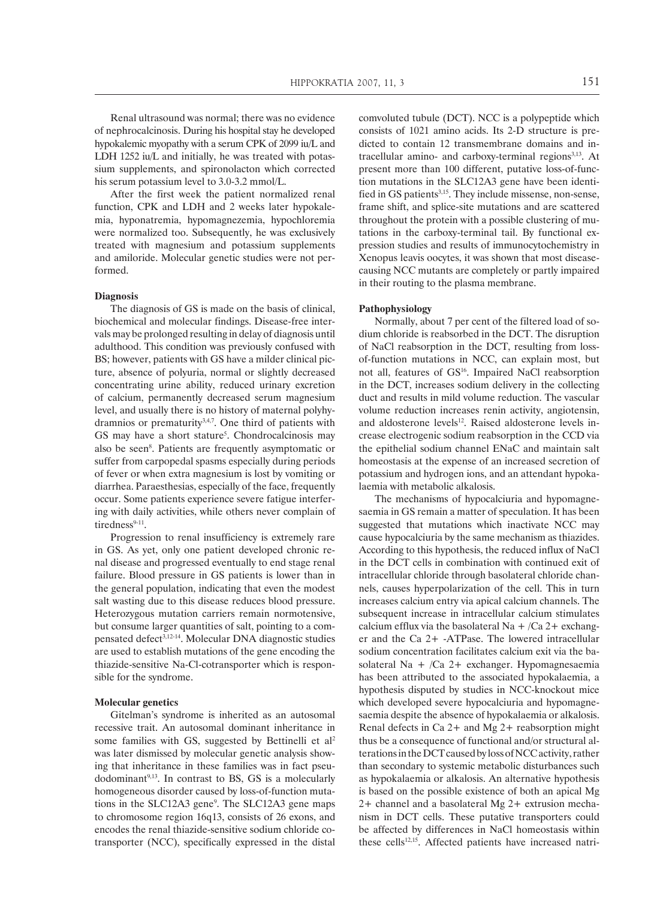Renal ultrasound was normal; there was no evidence of nephrocalcinosis. During his hospital stay he developed hypokalemic myopathy with a serum CPK of 2099 iu/L and LDH 1252 iu/L and initially, he was treated with potassium supplements, and spironolacton which corrected his serum potassium level to 3.0-3.2 mmol/L.

After the first week the patient normalized renal function, CPK and LDH and 2 weeks later hypokalemia, hyponatremia, hypomagnezemia, hypochloremia were normalized too. Subsequently, he was exclusively treated with magnesium and potassium supplements and amiloride. Molecular genetic studies were not performed.

**Diagnosis**

The diagnosis of GS is made on the basis of clinical, biochemical and molecular findings. Disease-free intervals may be prolonged resulting in delay of diagnosis until adulthood. This condition was previously confused with BS; however, patients with GS have a milder clinical picture, absence of polyuria, normal or slightly decreased concentrating urine ability, reduced urinary excretion of calcium, permanently decreased serum magnesium level, and usually there is no history of maternal polyhydramnios or prematurity[3,4,7]. One third of patients with GS may have a short stature[5]. Chondrocalcinosis may also be seen[8]. Patients are frequently asymptomatic or suffer from carpopedal spasms especially during periods of fever or when extra magnesium is lost by vomiting or diarrhea. Paraesthesias, especially of the face, frequently occur. Some patients experience severe fatigue interfering with daily activities, while others never complain of tiredness[9-11].

Progression to renal insufficiency is extremely rare in GS. As yet, only one patient developed chronic renal disease and progressed eventually to end stage renal failure. Blood pressure in GS patients is lower than in the general population, indicating that even the modest salt wasting due to this disease reduces blood pressure. Heterozygous mutation carriers remain normotensive, but consume larger quantities of salt, pointing to a compensated defect[3,12-14]. Molecular DNA diagnostic studies are used to establish mutations of the gene encoding the thiazide-sensitive Na-Cl-cotransporter which is responsible for the syndrome.

**Molecular genetics**

Gitelman's syndrome is inherited as an autosomal recessive trait. An autosomal dominant inheritance in some families with GS, suggested by Bettinelli et al[2] was later dismissed by molecular genetic analysis showing that inheritance in these families was in fact pseudodominant[9,13]. In contrast to BS, GS is a molecularly homogeneous disorder caused by loss-of-function mutations in the SLC12A3 gene[9]. The SLC12A3 gene maps to chromosome region 16q13, consists of 26 exons, and encodes the renal thiazide-sensitive sodium chloride cotransporter (NCC), specifically expressed in the distal comvoluted tubule (DCT). NCC is a polypeptide which consists of 1021 amino acids. Its 2-D structure is predicted to contain 12 transmembrane domains and intracellular amino- and carboxy-terminal regions[3,13]. At present more than 100 different, putative loss-of-function mutations in the SLC12A3 gene have been identified in GS patients[3,15]. They include missense, non-sense, frame shift, and splice-site mutations and are scattered throughout the protein with a possible clustering of mutations in the carboxy-terminal tail. By functional expression studies and results of immunocytochemistry in Xenopus leavis oocytes, it was shown that most disease-causing NCC mutants are completely or partly impaired in their routing to the plasma membrane.

**Pathophysiology**

Normally, about 7 per cent of the filtered load of sodium chloride is reabsorbed in the DCT. The disruption of NaCl reabsorption in the DCT, resulting from loss-of-function mutations in NCC, can explain most, but not all, features of GS[16]. Impaired NaCl reabsorption in the DCT, increases sodium delivery in the collecting duct and results in mild volume reduction. The vascular volume reduction increases renin activity, angiotensin, and aldosterone levels[12]. Raised aldosterone levels increase electrogenic sodium reabsorption in the CCD via the epithelial sodium channel ENaC and maintain salt homeostasis at the expense of an increased secretion of potassium and hydrogen ions, and an attendant hypokalaemia with metabolic alkalosis.

The mechanisms of hypocalciuria and hypomagnesaemia in GS remain a matter of speculation. It has been suggested that mutations which inactivate NCC may cause hypocalciuria by the same mechanism as thiazides. According to this hypothesis, the reduced influx of NaCl in the DCT cells in combination with continued exit of intracellular chloride through basolateral chloride channels, causes hyperpolarization of the cell. This in turn increases calcium entry via apical calcium channels. The subsequent increase in intracellular calcium stimulates calcium efflux via the basolateral $Na^{+}/Ca^{2+}$ exchanger and the $Ca^{2+}$ -ATPase. The lowered intracellular sodium concentration facilitates calcium exit via the basolateral $Na^{+}/Ca^{2+}$ exchanger. Hypomagnesaemia has been attributed to the associated hypokalaemia, a hypothesis disputed by studies in NCC-knockout mice which developed severe hypocalciuria and hypomagnesaemia despite the absence of hypokalaemia or alkalosis. Renal defects in $Ca^{2+}$ and $Mg^{2+}$ reabsorption might thus be a consequence of functional and/or structural alterations in the DCT caused by loss of NCC activity, rather than secondary to systemic metabolic disturbances such as hypokalaemia or alkalosis. An alternative hypothesis is based on the possible existence of both an apical $Mg^{2+}$ channel and a basolateral $Mg^{2+}$ extrusion mechanism in DCT cells. These putative transporters could be affected by differences in NaCl homeostasis within these cells[12,15]. Affected patients have increased natri-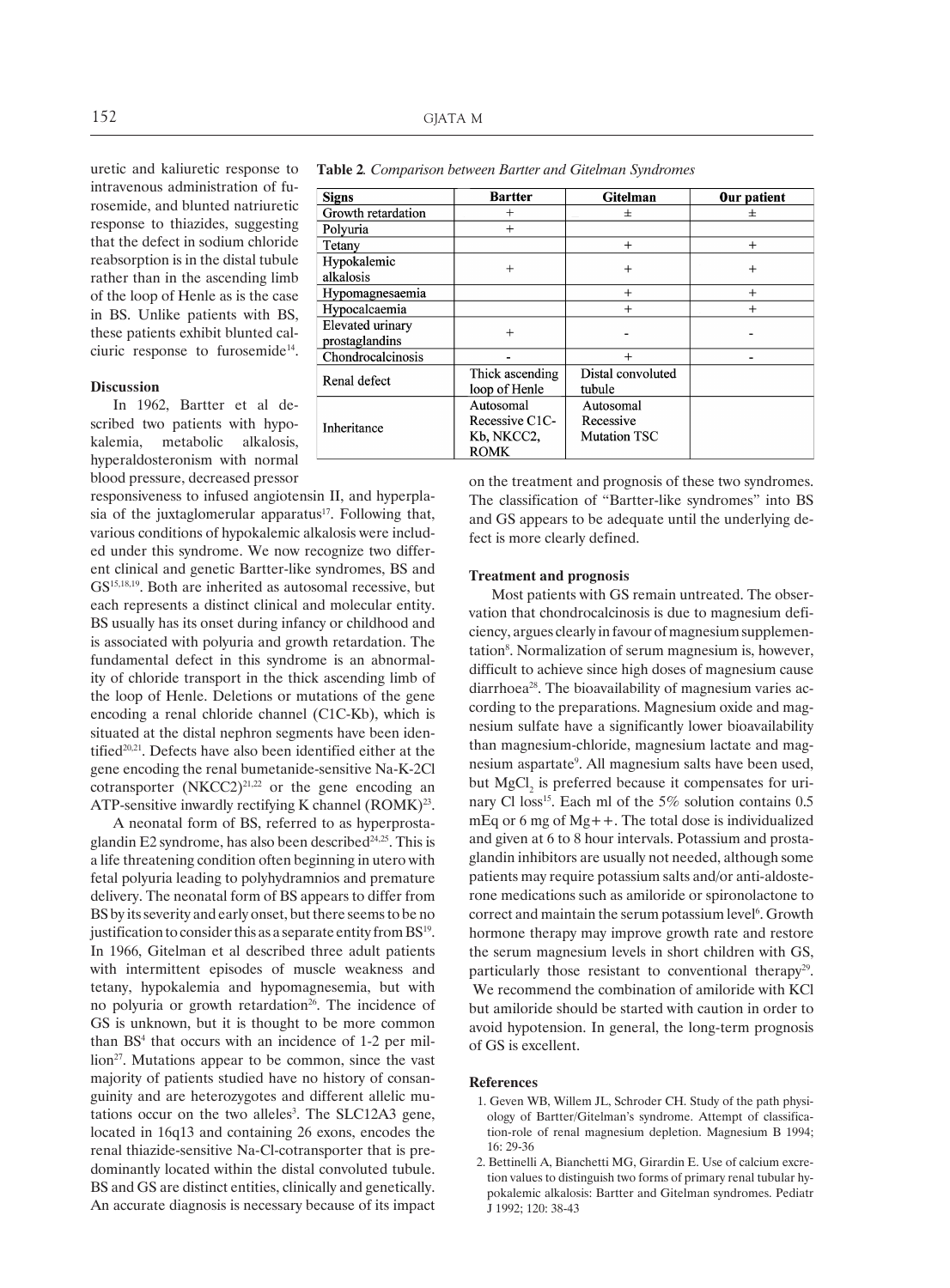uretic and kaliuretic response to intravenous administration of furosemide, and blunted natriuretic response to thiazides, suggesting that the defect in sodium chloride reabsorption is in the distal tubule rather than in the ascending limb of the loop of Henle as is the case in BS. Unlike patients with BS, these patients exhibit blunted calciuric response to furosemide[14].

**Table 2**. *Comparison between Bartter and Gitelman Syndromes*

| Signs | Bartter | Gitelman | Our patient |
|---|---|---|---|
| Growth retardation | + | ± | ± |
| Polyuria | + | | |
| Tetany | | + | + |
| Hypokalemic alkalosis | + | + | + |
| Hypomagnesaemia | | + | + |
| Hypocalcaemia | | + | + |
| Elevated urinary prostaglandins | + | - | - |
| Chondrocalcinosis | - | + | - |
| Renal defect | Thick ascending loop of Henle | Distal convoluted tubule | |
| Inheritance | Autosomal Recessive C1C-Kb, NKCC2, ROMK | Autosomal Recessive Mutation TSC | |

## Discussion

In 1962, Bartter et al described two patients with hypokalemia, metabolic alkalosis, hyperaldosteronism with normal blood pressure, decreased pressor responsiveness to infused angiotensin II, and hyperplasia of the juxtaglomerular apparatus[17]. Following that, various conditions of hypokalemic alkalosis were included under this syndrome. We now recognize two different clinical and genetic Bartter-like syndromes, BS and GS[15,18,19]. Both are inherited as autosomal recessive, but each represents a distinct clinical and molecular entity. BS usually has its onset during infancy or childhood and is associated with polyuria and growth retardation. The fundamental defect in this syndrome is an abnormality of chloride transport in the thick ascending limb of the loop of Henle. Deletions or mutations of the gene encoding a renal chloride channel (C1C-Kb), which is situated at the distal nephron segments have been identified[20,21]. Defects have also been identified either at the gene encoding the renal bumetanide-sensitive Na-K-2Cl cotransporter (NKCC2)[21,22] or the gene encoding an ATP-sensitive inwardly rectifying K channel (ROMK)[23].

A neonatal form of BS, referred to as hyperprostaglandin E2 syndrome, has also been described[24,25]. This is a life threatening condition often beginning in utero with fetal polyuria leading to polyhydramnios and premature delivery. The neonatal form of BS appears to differ from BS by its severity and early onset, but there seems to be no justification to consider this as a separate entity from BS[19]. In 1966, Gitelman et al described three adult patients with intermittent episodes of muscle weakness and tetany, hypokalemia and hypomagnesemia, but with no polyuria or growth retardation[26]. The incidence of GS is unknown, but it is thought to be more common than BS[4] that occurs with an incidence of 1-2 per million[27]. Mutations appear to be common, since the vast majority of patients studied have no history of consanguinity and are heterozygotes and different allelic mutations occur on the two alleles[3]. The SLC12A3 gene, located in 16q13 and containing 26 exons, encodes the renal thiazide-sensitive Na-Cl-cotransporter that is predominantly located within the distal convoluted tubule. BS and GS are distinct entities, clinically and genetically. An accurate diagnosis is necessary because of its impact on the treatment and prognosis of these two syndromes. The classification of "Bartter-like syndromes" into BS and GS appears to be adequate until the underlying defect is more clearly defined.

### Treatment and prognosis

Most patients with GS remain untreated. The observation that chondrocalcinosis is due to magnesium deficiency, argues clearly in favour of magnesium supplementation[8]. Normalization of serum magnesium is, however, difficult to achieve since high doses of magnesium cause diarrhoea[28]. The bioavailability of magnesium varies according to the preparations. Magnesium oxide and magnesium sulfate have a significantly lower bioavailability than magnesium-chloride, magnesium lactate and magnesium aspartate[9]. All magnesium salts have been used, but $MgCl_2$ is preferred because it compensates for urinary Cl loss[15]. Each ml of the 5% solution contains 0.5 mEq or 6 mg of $Mg^{++}$. The total dose is individualized and given at 6 to 8 hour intervals. Potassium and prostaglandin inhibitors are usually not needed, although some patients may require potassium salts and/or anti-aldosterone medications such as amiloride or spironolactone to correct and maintain the serum potassium level[6]. Growth hormone therapy may improve growth rate and restore the serum magnesium levels in short children with GS, particularly those resistant to conventional therapy[29]. We recommend the combination of amiloride with KCl but amiloride should be started with caution in order to avoid hypotension. In general, the long-term prognosis of GS is excellent.

### References

1. Geven WB, Willem JL, Schroder CH. Study of the path physiology of Bartter/Gitelman's syndrome. Attempt of classification-role of renal magnesium depletion. Magnesium B 1994; 16: 29-36
2. Bettinelli A, Bianchetti MG, Girardin E. Use of calcium excretion values to distinguish two forms of primary renal tubular hypokalemic alkalosis: Bartter and Gitelman syndromes. Pediatr J 1992; 120: 38-43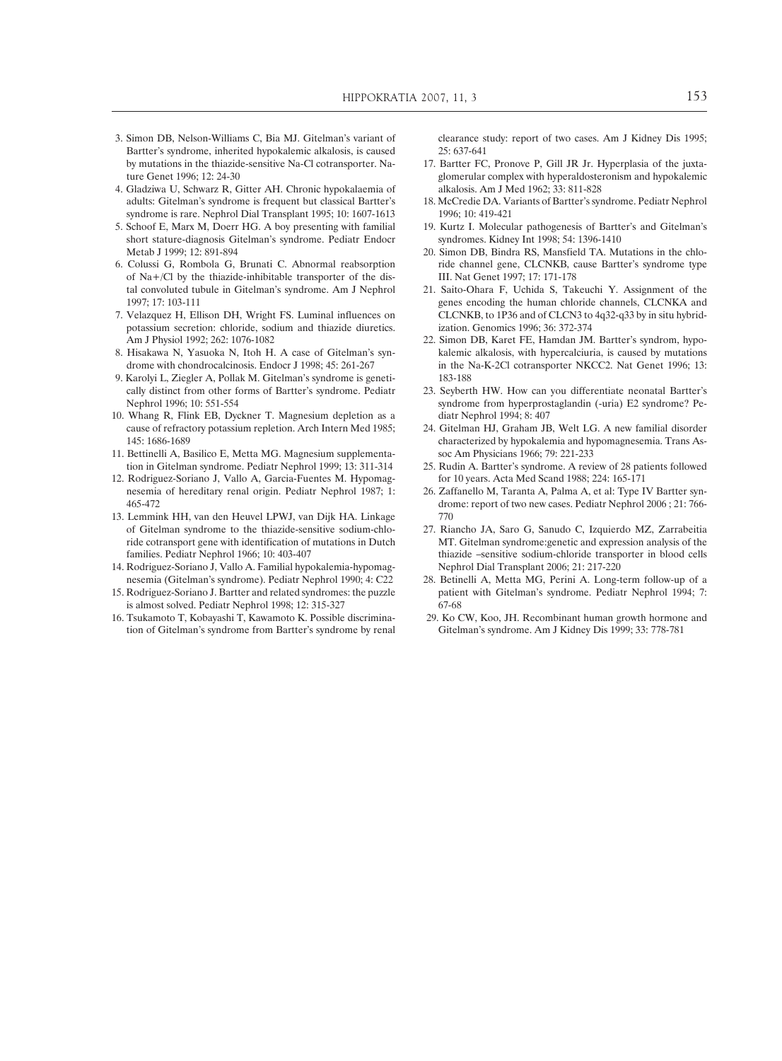3. Simon DB, Nelson-Williams C, Bia MJ. Gitelman's variant of Bartter's syndrome, inherited hypokalemic alkalosis, is caused by mutations in the thiazide-sensitive Na-Cl cotransporter. Nature Genet 1996; 12: 24-30
4. Gladziwa U, Schwarz R, Gitter AH. Chronic hypokalaemia of adults: Gitelman's syndrome is frequent but classical Bartter's syndrome is rare. Nephrol Dial Transplant 1995; 10: 1607-1613
5. Schoof E, Marx M, Doerr HG. A boy presenting with familial short stature-diagnosis Gitelman's syndrome. Pediatr Endocr Metab J 1999; 12: 891-894
6. Colussi G, Rombola G, Brunati C. Abnormal reabsorption of Na+/Cl by the thiazide-inhibitable transporter of the distal convoluted tubule in Gitelman's syndrome. Am J Nephrol 1997; 17: 103-111
7. Velazquez H, Ellison DH, Wright FS. Luminal influences on potassium secretion: chloride, sodium and thiazide diuretics. Am J Physiol 1992; 262: 1076-1082
8. Hisakawa N, Yasuoka N, Itoh H. A case of Gitelman's syndrome with chondrocalcinosis. Endocr J 1998; 45: 261-267
9. Karolyi L, Ziegler A, Pollak M. Gitelman's syndrome is genetically distinct from other forms of Bartter's syndrome. Pediatr Nephrol 1996; 10: 551-554
10. Whang R, Flink EB, Dyckner T. Magnesium depletion as a cause of refractory potassium repletion. Arch Intern Med 1985; 145: 1686-1689
11. Bettinelli A, Basilico E, Metta MG. Magnesium supplementation in Gitelman syndrome. Pediatr Nephrol 1999; 13: 311-314
12. Rodriguez-Soriano J, Vallo A, Garcia-Fuentes M. Hypomagnesemia of hereditary renal origin. Pediatr Nephrol 1987; 1: 465-472
13. Lemmink HH, van den Heuvel LPWJ, van Dijk HA. Linkage of Gitelman syndrome to the thiazide-sensitive sodium-chloride cotransport gene with identification of mutations in Dutch families. Pediatr Nephrol 1966; 10: 403-407
14. Rodriguez-Soriano J, Vallo A. Familial hypokalemia-hypomagnesemia (Gitelman's syndrome). Pediatr Nephrol 1990; 4: C22
15. Rodriguez-Soriano J. Bartter and related syndromes: the puzzle is almost solved. Pediatr Nephrol 1998; 12: 315-327
16. Tsukamoto T, Kobayashi T, Kawamoto K. Possible discrimination of Gitelman's syndrome from Bartter's syndrome by renal clearance study: report of two cases. Am J Kidney Dis 1995; 25: 637-641
17. Bartter FC, Pronove P, Gill JR Jr. Hyperplasia of the juxtaglomerular complex with hyperaldosteronism and hypokalemic alkalosis. Am J Med 1962; 33: 811-828
18. McCredie DA. Variants of Bartter's syndrome. Pediatr Nephrol 1996; 10: 419-421
19. Kurtz I. Molecular pathogenesis of Bartter's and Gitelman's syndromes. Kidney Int 1998; 54: 1396-1410
20. Simon DB, Bindra RS, Mansfield TA. Mutations in the chloride channel gene, CLCNKB, cause Bartter's syndrome type III. Nat Genet 1997; 17: 171-178
21. Saito-Ohara F, Uchida S, Takeuchi Y. Assignment of the genes encoding the human chloride channels, CLCNKA and CLCNKB, to 1P36 and of CLCN3 to 4q32-q33 by in situ hybridization. Genomics 1996; 36: 372-374
22. Simon DB, Karet FE, Hamdan JM. Bartter's syndrom, hypokalemic alkalosis, with hypercalciuria, is caused by mutations in the Na-K-2Cl cotransporter NKCC2. Nat Genet 1996; 13: 183-188
23. Seyberth HW. How can you differentiate neonatal Bartter's syndrome from hyperprostaglandin (-uria) E2 syndrome? Pediatr Nephrol 1994; 8: 407
24. Gitelman HJ, Graham JB, Welt LG. A new familial disorder characterized by hypokalemia and hypomagnesemia. Trans Assoc Am Physicians 1966; 79: 221-233
25. Rudin A. Bartter's syndrome. A review of 28 patients followed for 10 years. Acta Med Scand 1988; 224: 165-171
26. Zaffanello M, Taranta A, Palma A, et al: Type IV Bartter syndrome: report of two new cases. Pediatr Nephrol 2006 ; 21: 766-770
27. Riancho JA, Saro G, Sanudo C, Izquierdo MZ, Zarrabeitia MT. Gitelman syndrome:genetic and expression analysis of the thiazide –sensitive sodium-chloride transporter in blood cells Nephrol Dial Transplant 2006; 21: 217-220
28. Betinelli A, Metta MG, Perini A. Long-term follow-up of a patient with Gitelman's syndrome. Pediatr Nephrol 1994; 7: 67-68
29. Ko CW, Koo, JH. Recombinant human growth hormone and Gitelman's syndrome. Am J Kidney Dis 1999; 33: 778-781